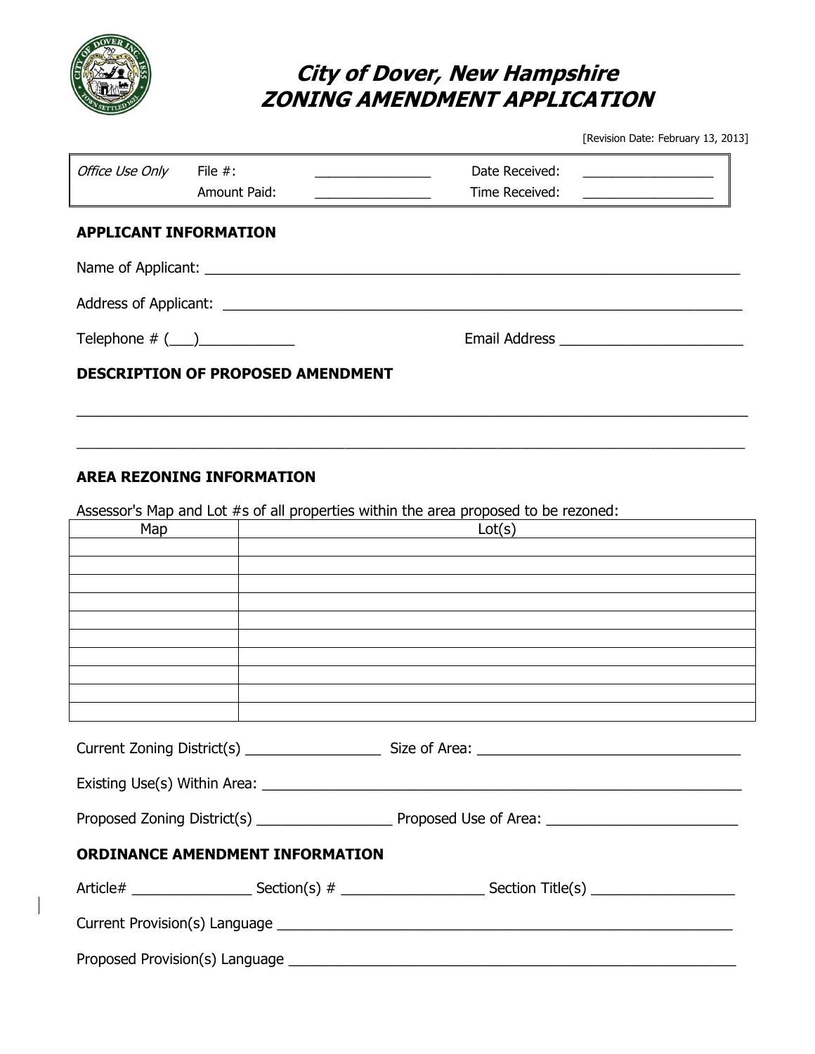# City of Dover, New Hampshire
# ZONING AMENDMENT APPLICATION

[Revision Date: February 13, 2013]

| *Office Use Only* | File #: | ______________ | Date Received: | ________________ |
|---|---|---|---|---|
| | Amount Paid: | ______________ | Time Received: | ________________ |

## APPLICANT INFORMATION

Name of Applicant: ____________________________________________________________

Address of Applicant: __________________________________________________________

Telephone # (___)___________ Email Address ______________________

## DESCRIPTION OF PROPOSED AMENDMENT

______________________________________________________________________________

______________________________________________________________________________

## AREA REZONING INFORMATION

Assessor's Map and Lot #s of all properties within the area proposed to be rezoned:

| Map | Lot(s) |
|---|---|
| | |
| | |
| | |
| | |
| | |
| | |
| | |
| | |
| | |
| | |

Current Zoning District(s) _______________ Size of Area: _____________________________

Existing Use(s) Within Area: ______________________________________________________

Proposed Zoning District(s) _______________ Proposed Use of Area: ____________________

## ORDINANCE AMENDMENT INFORMATION

Article# _____________ Section(s) # _______________ Section Title(s) ________________

Current Provision(s) Language ____________________________________________________

Proposed Provision(s) Language ___________________________________________________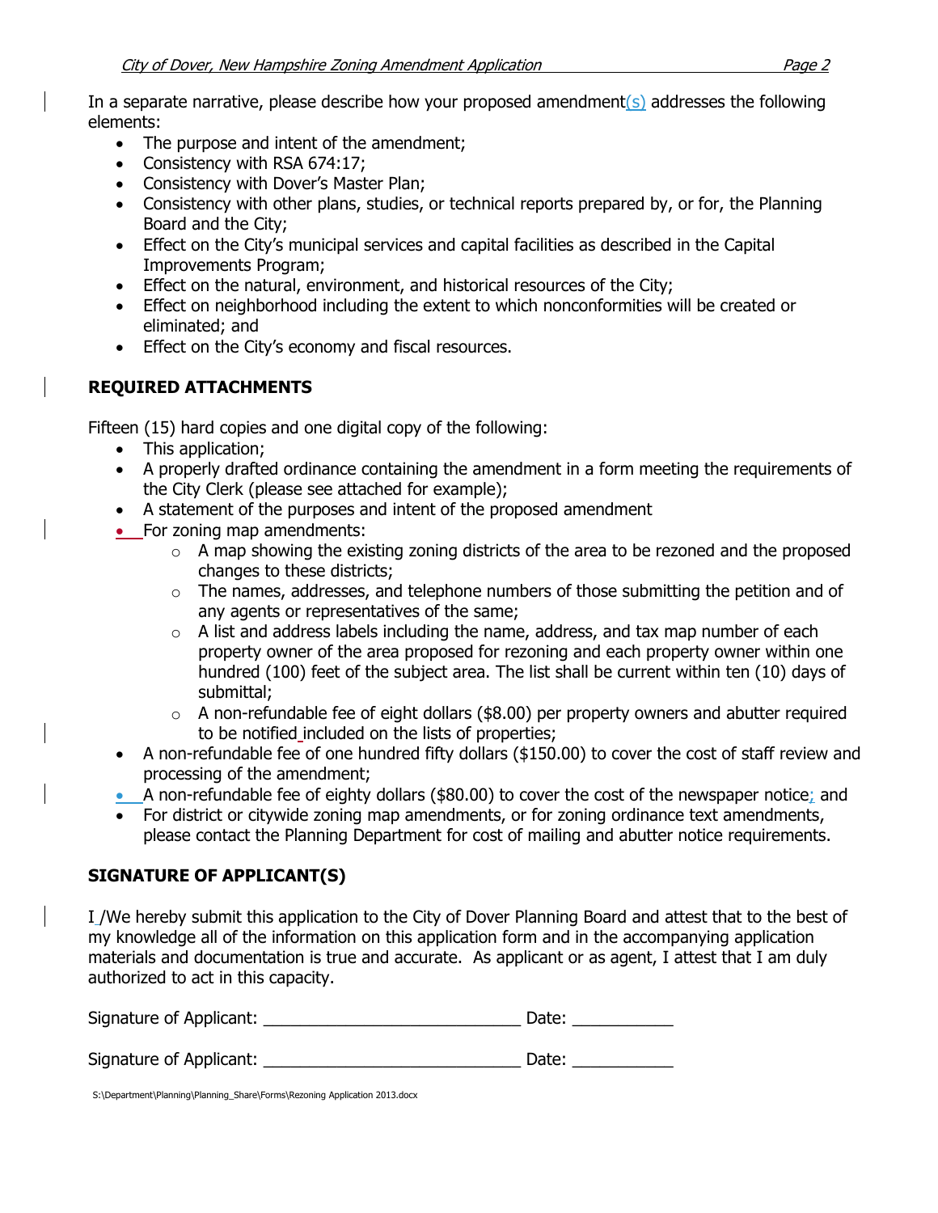In a separate narrative, please describe how your proposed amendment(s) addresses the following elements:

- The purpose and intent of the amendment;
- Consistency with RSA 674:17;
- Consistency with Dover's Master Plan;
- Consistency with other plans, studies, or technical reports prepared by, or for, the Planning Board and the City;
- Effect on the City's municipal services and capital facilities as described in the Capital Improvements Program;
- Effect on the natural, environment, and historical resources of the City;
- Effect on neighborhood including the extent to which nonconformities will be created or eliminated; and
- Effect on the City's economy and fiscal resources.

## REQUIRED ATTACHMENTS

Fifteen (15) hard copies and one digital copy of the following:

- This application;
- A properly drafted ordinance containing the amendment in a form meeting the requirements of the City Clerk (please see attached for example);
- A statement of the purposes and intent of the proposed amendment
- For zoning map amendments:
  - A map showing the existing zoning districts of the area to be rezoned and the proposed changes to these districts;
  - The names, addresses, and telephone numbers of those submitting the petition and of any agents or representatives of the same;
  - A list and address labels including the name, address, and tax map number of each property owner of the area proposed for rezoning and each property owner within one hundred (100) feet of the subject area. The list shall be current within ten (10) days of submittal;
  - A non-refundable fee of eight dollars ($8.00) per property owners and abutter required to be notified included on the lists of properties;
- A non-refundable fee of one hundred fifty dollars ($150.00) to cover the cost of staff review and processing of the amendment;
- A non-refundable fee of eighty dollars ($80.00) to cover the cost of the newspaper notice; and
- For district or citywide zoning map amendments, or for zoning ordinance text amendments, please contact the Planning Department for cost of mailing and abutter notice requirements.

## SIGNATURE OF APPLICANT(S)

I /We hereby submit this application to the City of Dover Planning Board and attest that to the best of my knowledge all of the information on this application form and in the accompanying application materials and documentation is true and accurate. As applicant or as agent, I attest that I am duly authorized to act in this capacity.

Signature of Applicant: ____________________________ Date: ___________

Signature of Applicant: ____________________________ Date: ___________

S:\Department\Planning\Planning_Share\Forms\Rezoning Application 2013.docx